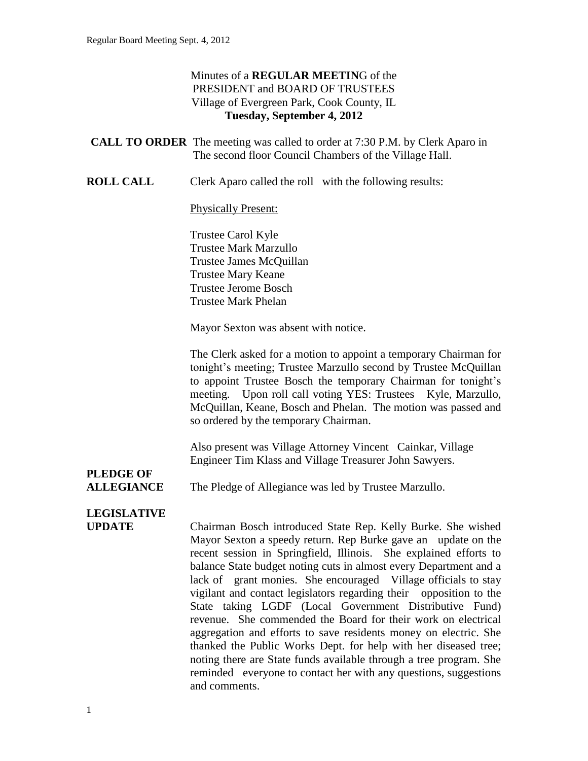Minutes of a **REGULAR MEETIN**G of the
PRESIDENT and BOARD OF TRUSTEES
Village of Evergreen Park, Cook County, IL
**Tuesday, September 4, 2012**

**CALL TO ORDER** The meeting was called to order at 7:30 P.M. by Clerk Aparo in The second floor Council Chambers of the Village Hall.

**ROLL CALL** Clerk Aparo called the roll with the following results:

Physically Present:

Trustee Carol Kyle
Trustee Mark Marzullo
Trustee James McQuillan
Trustee Mary Keane
Trustee Jerome Bosch
Trustee Mark Phelan

Mayor Sexton was absent with notice.

The Clerk asked for a motion to appoint a temporary Chairman for tonight's meeting; Trustee Marzullo second by Trustee McQuillan to appoint Trustee Bosch the temporary Chairman for tonight's meeting. Upon roll call voting YES: Trustees Kyle, Marzullo, McQuillan, Keane, Bosch and Phelan. The motion was passed and so ordered by the temporary Chairman.

Also present was Village Attorney Vincent Cainkar, Village Engineer Tim Klass and Village Treasurer John Sawyers.

**PLEDGE OF ALLEGIANCE** The Pledge of Allegiance was led by Trustee Marzullo.

**LEGISLATIVE UPDATE** Chairman Bosch introduced State Rep. Kelly Burke. She wished Mayor Sexton a speedy return. Rep Burke gave an update on the recent session in Springfield, Illinois. She explained efforts to balance State budget noting cuts in almost every Department and a lack of grant monies. She encouraged Village officials to stay vigilant and contact legislators regarding their opposition to the State taking LGDF (Local Government Distributive Fund) revenue. She commended the Board for their work on electrical aggregation and efforts to save residents money on electric. She thanked the Public Works Dept. for help with her diseased tree; noting there are State funds available through a tree program. She reminded everyone to contact her with any questions, suggestions and comments.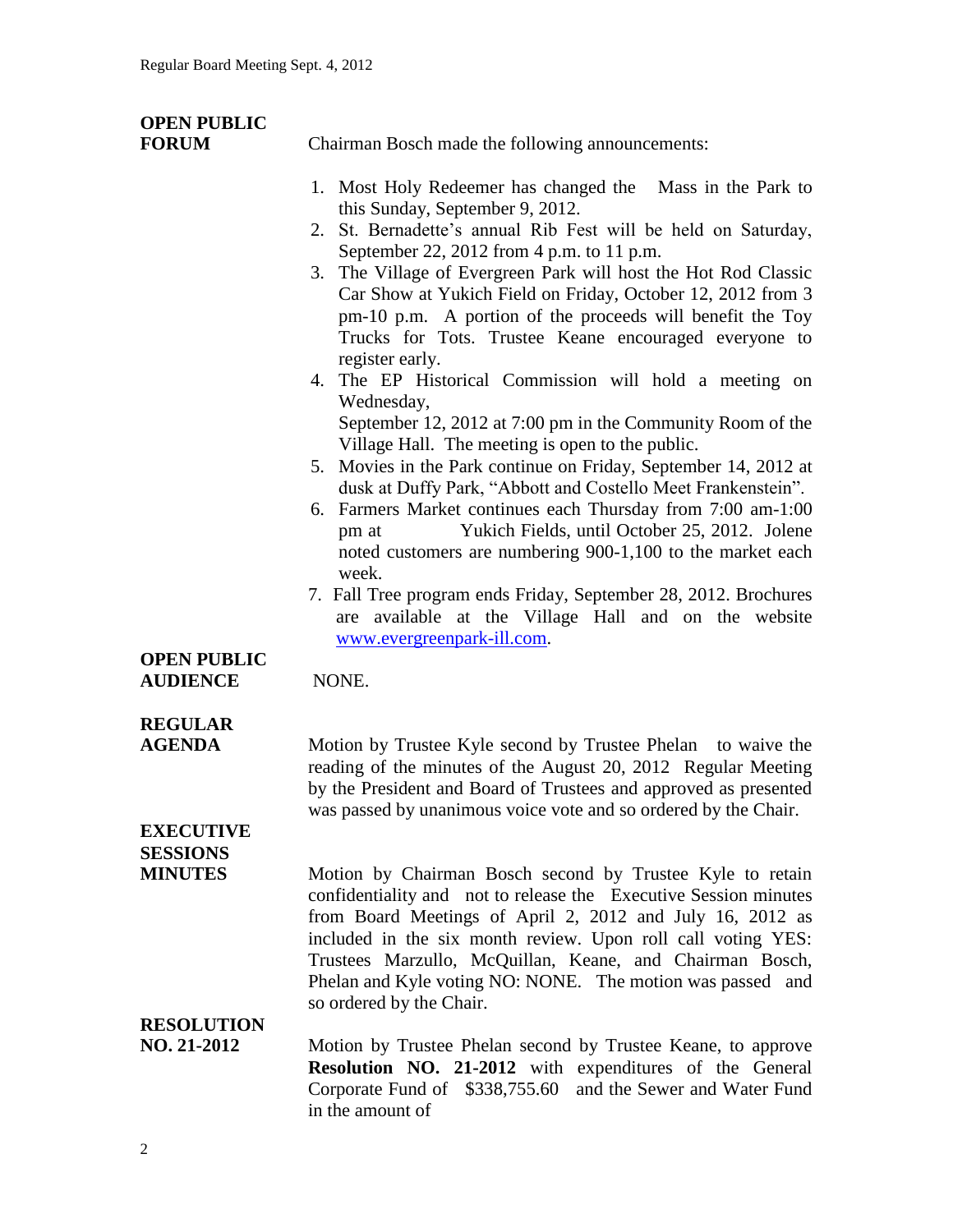**OPEN PUBLIC FORUM**

Chairman Bosch made the following announcements:

1. Most Holy Redeemer has changed the Mass in the Park to this Sunday, September 9, 2012.
2. St. Bernadette's annual Rib Fest will be held on Saturday, September 22, 2012 from 4 p.m. to 11 p.m.
3. The Village of Evergreen Park will host the Hot Rod Classic Car Show at Yukich Field on Friday, October 12, 2012 from 3 pm-10 p.m. A portion of the proceeds will benefit the Toy Trucks for Tots. Trustee Keane encouraged everyone to register early.
4. The EP Historical Commission will hold a meeting on Wednesday, September 12, 2012 at 7:00 pm in the Community Room of the Village Hall. The meeting is open to the public.
5. Movies in the Park continue on Friday, September 14, 2012 at dusk at Duffy Park, "Abbott and Costello Meet Frankenstein".
6. Farmers Market continues each Thursday from 7:00 am-1:00 pm at Yukich Fields, until October 25, 2012. Jolene noted customers are numbering 900-1,100 to the market each week.
7. Fall Tree program ends Friday, September 28, 2012. Brochures are available at the Village Hall and on the website [www.evergreenpark-ill.com](http://www.evergreenpark-ill.com).

**OPEN PUBLIC AUDIENCE**

NONE.

**REGULAR AGENDA**

Motion by Trustee Kyle second by Trustee Phelan to waive the reading of the minutes of the August 20, 2012 Regular Meeting by the President and Board of Trustees and approved as presented was passed by unanimous voice vote and so ordered by the Chair.

**EXECUTIVE SESSIONS MINUTES**

Motion by Chairman Bosch second by Trustee Kyle to retain confidentiality and not to release the Executive Session minutes from Board Meetings of April 2, 2012 and July 16, 2012 as included in the six month review. Upon roll call voting YES: Trustees Marzullo, McQuillan, Keane, and Chairman Bosch, Phelan and Kyle voting NO: NONE. The motion was passed and so ordered by the Chair.

**RESOLUTION NO. 21-2012**

Motion by Trustee Phelan second by Trustee Keane, to approve **Resolution NO. 21-2012** with expenditures of the General Corporate Fund of $338,755.60 and the Sewer and Water Fund in the amount of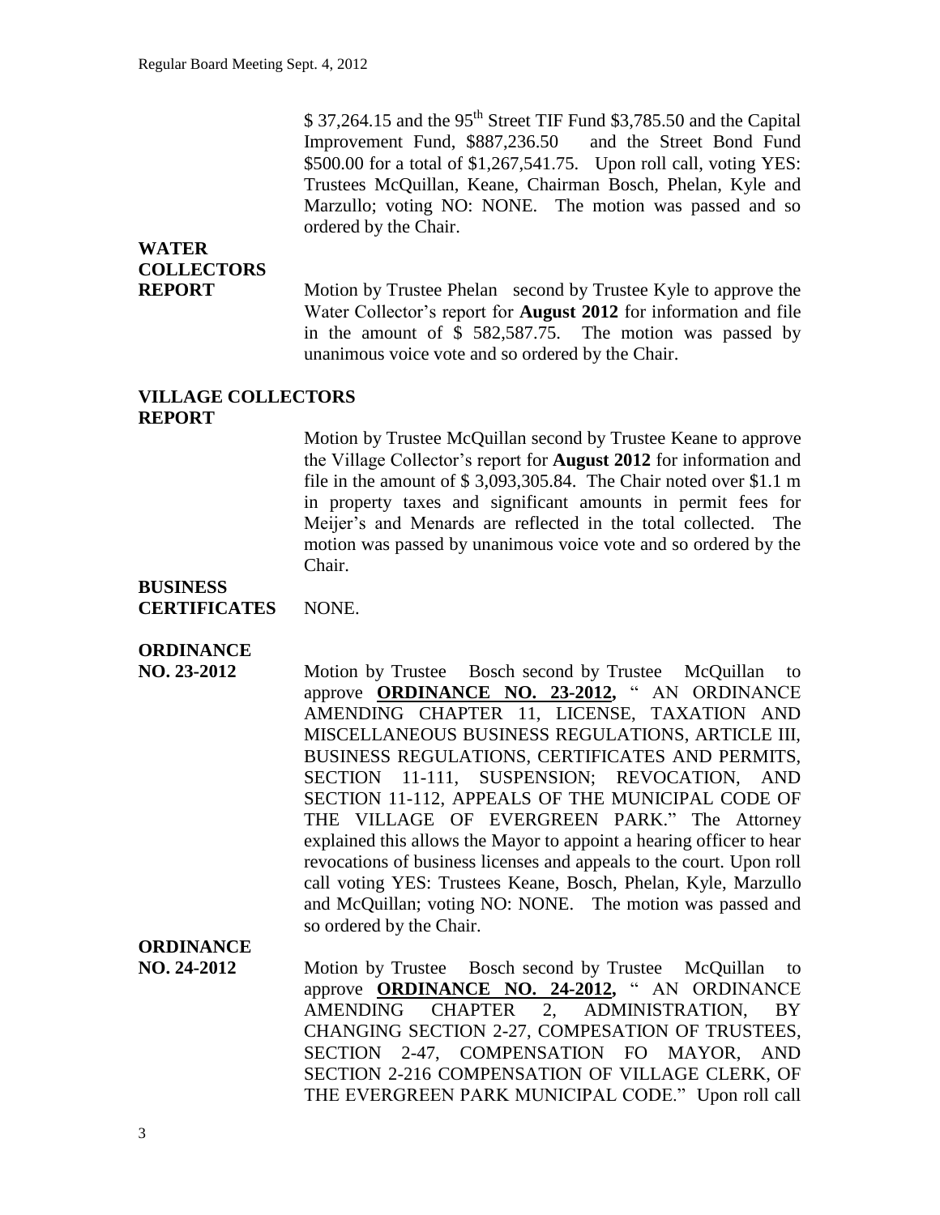$ 37,264.15 and the 95th Street TIF Fund $3,785.50 and the Capital Improvement Fund, $887,236.50 and the Street Bond Fund $500.00 for a total of $1,267,541.75. Upon roll call, voting YES: Trustees McQuillan, Keane, Chairman Bosch, Phelan, Kyle and Marzullo; voting NO: NONE. The motion was passed and so ordered by the Chair.

**WATER COLLECTORS REPORT**

Motion by Trustee Phelan second by Trustee Kyle to approve the Water Collector's report for **August 2012** for information and file in the amount of $ 582,587.75. The motion was passed by unanimous voice vote and so ordered by the Chair.

**VILLAGE COLLECTORS REPORT**

Motion by Trustee McQuillan second by Trustee Keane to approve the Village Collector's report for **August 2012** for information and file in the amount of $ 3,093,305.84. The Chair noted over $1.1 m in property taxes and significant amounts in permit fees for Meijer's and Menards are reflected in the total collected. The motion was passed by unanimous voice vote and so ordered by the Chair.

**BUSINESS CERTIFICATES** NONE.

**ORDINANCE NO. 23-2012**

Motion by Trustee Bosch second by Trustee McQuillan to approve **ORDINANCE NO. 23-2012,** " AN ORDINANCE AMENDING CHAPTER 11, LICENSE, TAXATION AND MISCELLANEOUS BUSINESS REGULATIONS, ARTICLE III, BUSINESS REGULATIONS, CERTIFICATES AND PERMITS, SECTION 11-111, SUSPENSION; REVOCATION, AND SECTION 11-112, APPEALS OF THE MUNICIPAL CODE OF THE VILLAGE OF EVERGREEN PARK." The Attorney explained this allows the Mayor to appoint a hearing officer to hear revocations of business licenses and appeals to the court. Upon roll call voting YES: Trustees Keane, Bosch, Phelan, Kyle, Marzullo and McQuillan; voting NO: NONE. The motion was passed and so ordered by the Chair.

**ORDINANCE NO. 24-2012**

Motion by Trustee Bosch second by Trustee McQuillan to approve **ORDINANCE NO. 24-2012,** " AN ORDINANCE AMENDING CHAPTER 2, ADMINISTRATION, BY CHANGING SECTION 2-27, COMPESATION OF TRUSTEES, SECTION 2-47, COMPENSATION FO MAYOR, AND SECTION 2-216 COMPENSATION OF VILLAGE CLERK, OF THE EVERGREEN PARK MUNICIPAL CODE." Upon roll call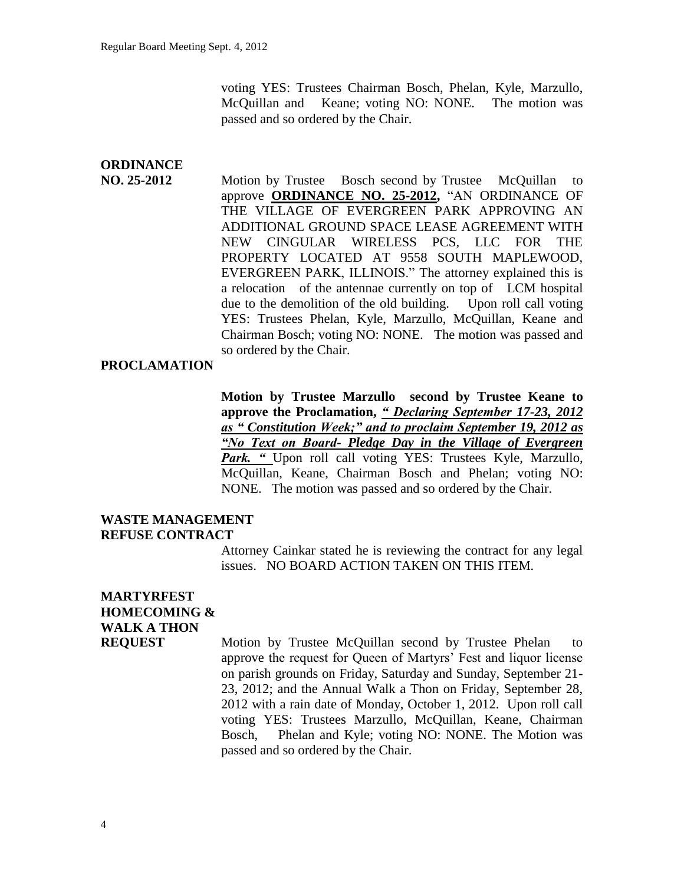voting YES: Trustees Chairman Bosch, Phelan, Kyle, Marzullo, McQuillan and Keane; voting NO: NONE. The motion was passed and so ordered by the Chair.

**ORDINANCE NO. 25-2012**

Motion by Trustee Bosch second by Trustee McQuillan to approve **ORDINANCE NO. 25-2012,** "AN ORDINANCE OF THE VILLAGE OF EVERGREEN PARK APPROVING AN ADDITIONAL GROUND SPACE LEASE AGREEMENT WITH NEW CINGULAR WIRELESS PCS, LLC FOR THE PROPERTY LOCATED AT 9558 SOUTH MAPLEWOOD, EVERGREEN PARK, ILLINOIS." The attorney explained this is a relocation of the antennae currently on top of LCM hospital due to the demolition of the old building. Upon roll call voting YES: Trustees Phelan, Kyle, Marzullo, McQuillan, Keane and Chairman Bosch; voting NO: NONE. The motion was passed and so ordered by the Chair.

**PROCLAMATION**

**Motion by Trustee Marzullo second by Trustee Keane to approve the Proclamation, *" Declaring September 17-23, 2012 as " Constitution Week;" and to proclaim September 19, 2012 as "No Text on Board- Pledge Day in the Village of Evergreen Park. "*** Upon roll call voting YES: Trustees Kyle, Marzullo, McQuillan, Keane, Chairman Bosch and Phelan; voting NO: NONE. The motion was passed and so ordered by the Chair.

**WASTE MANAGEMENT REFUSE CONTRACT**

Attorney Cainkar stated he is reviewing the contract for any legal issues. NO BOARD ACTION TAKEN ON THIS ITEM.

**MARTYRFEST HOMECOMING & WALK A THON REQUEST**

Motion by Trustee McQuillan second by Trustee Phelan to approve the request for Queen of Martyrs' Fest and liquor license on parish grounds on Friday, Saturday and Sunday, September 21-23, 2012; and the Annual Walk a Thon on Friday, September 28, 2012 with a rain date of Monday, October 1, 2012. Upon roll call voting YES: Trustees Marzullo, McQuillan, Keane, Chairman Bosch, Phelan and Kyle; voting NO: NONE. The Motion was passed and so ordered by the Chair.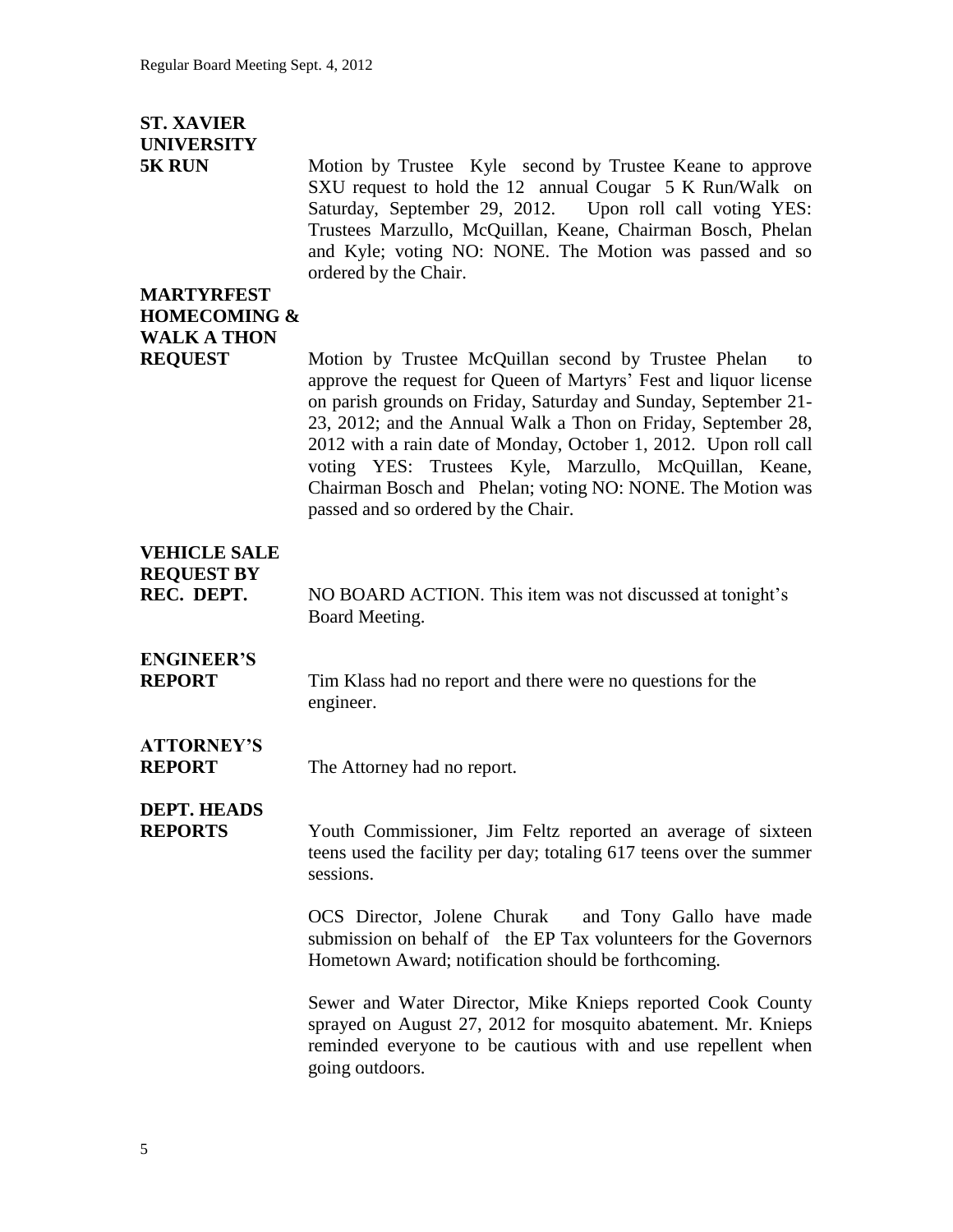**ST. XAVIER UNIVERSITY 5K RUN**

Motion by Trustee Kyle second by Trustee Keane to approve SXU request to hold the 12 annual Cougar 5 K Run/Walk on Saturday, September 29, 2012. Upon roll call voting YES: Trustees Marzullo, McQuillan, Keane, Chairman Bosch, Phelan and Kyle; voting NO: NONE. The Motion was passed and so ordered by the Chair.

**MARTYRFEST HOMECOMING & WALK A THON REQUEST**

Motion by Trustee McQuillan second by Trustee Phelan to approve the request for Queen of Martyrs' Fest and liquor license on parish grounds on Friday, Saturday and Sunday, September 21-23, 2012; and the Annual Walk a Thon on Friday, September 28, 2012 with a rain date of Monday, October 1, 2012. Upon roll call voting YES: Trustees Kyle, Marzullo, McQuillan, Keane, Chairman Bosch and Phelan; voting NO: NONE. The Motion was passed and so ordered by the Chair.

**VEHICLE SALE REQUEST BY REC. DEPT.**

NO BOARD ACTION. This item was not discussed at tonight's Board Meeting.

**ENGINEER'S REPORT**

Tim Klass had no report and there were no questions for the engineer.

**ATTORNEY'S REPORT**

The Attorney had no report.

**DEPT. HEADS REPORTS**

Youth Commissioner, Jim Feltz reported an average of sixteen teens used the facility per day; totaling 617 teens over the summer sessions.

OCS Director, Jolene Churak and Tony Gallo have made submission on behalf of the EP Tax volunteers for the Governors Hometown Award; notification should be forthcoming.

Sewer and Water Director, Mike Knieps reported Cook County sprayed on August 27, 2012 for mosquito abatement. Mr. Knieps reminded everyone to be cautious with and use repellent when going outdoors.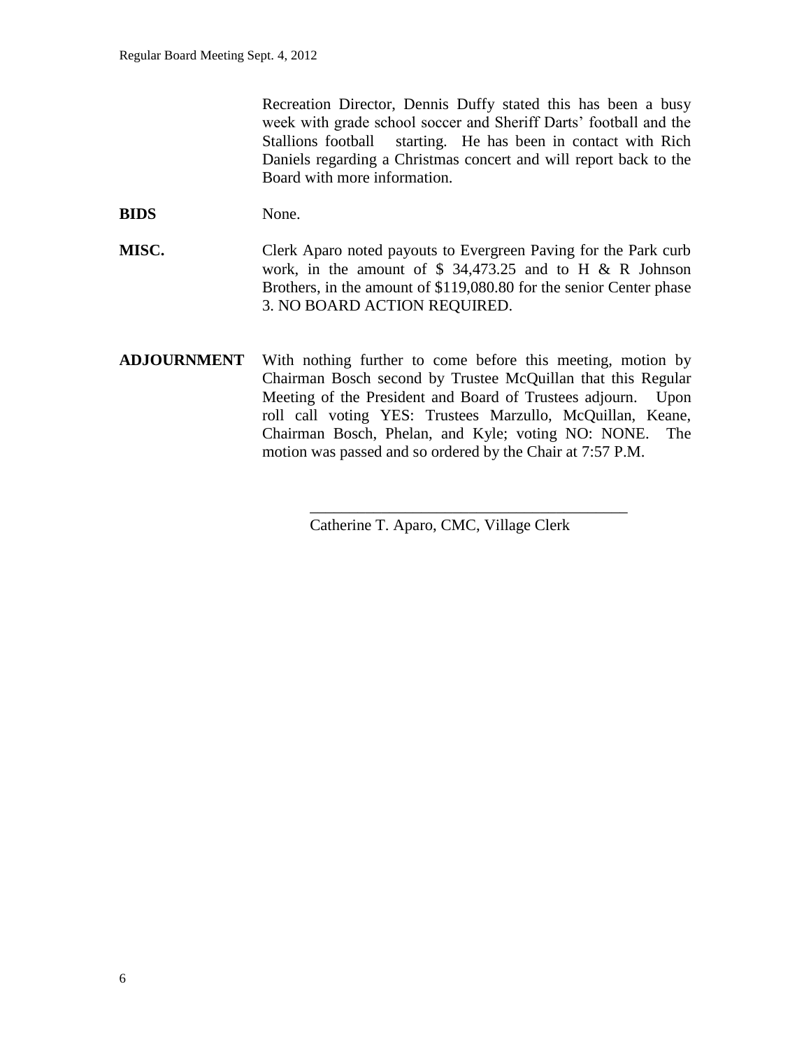Recreation Director, Dennis Duffy stated this has been a busy week with grade school soccer and Sheriff Darts' football and the Stallions football starting. He has been in contact with Rich Daniels regarding a Christmas concert and will report back to the Board with more information.

**BIDS** None.

**MISC.** Clerk Aparo noted payouts to Evergreen Paving for the Park curb work, in the amount of $ 34,473.25 and to H & R Johnson Brothers, in the amount of $119,080.80 for the senior Center phase 3. NO BOARD ACTION REQUIRED.

**ADJOURNMENT** With nothing further to come before this meeting, motion by Chairman Bosch second by Trustee McQuillan that this Regular Meeting of the President and Board of Trustees adjourn. Upon roll call voting YES: Trustees Marzullo, McQuillan, Keane, Chairman Bosch, Phelan, and Kyle; voting NO: NONE. The motion was passed and so ordered by the Chair at 7:57 P.M.

\_\_\_\_\_\_\_\_\_\_\_\_\_\_\_\_\_\_\_\_\_\_\_\_\_\_\_\_\_\_\_\_\_\_\_\_\_\_\_\_

Catherine T. Aparo, CMC, Village Clerk